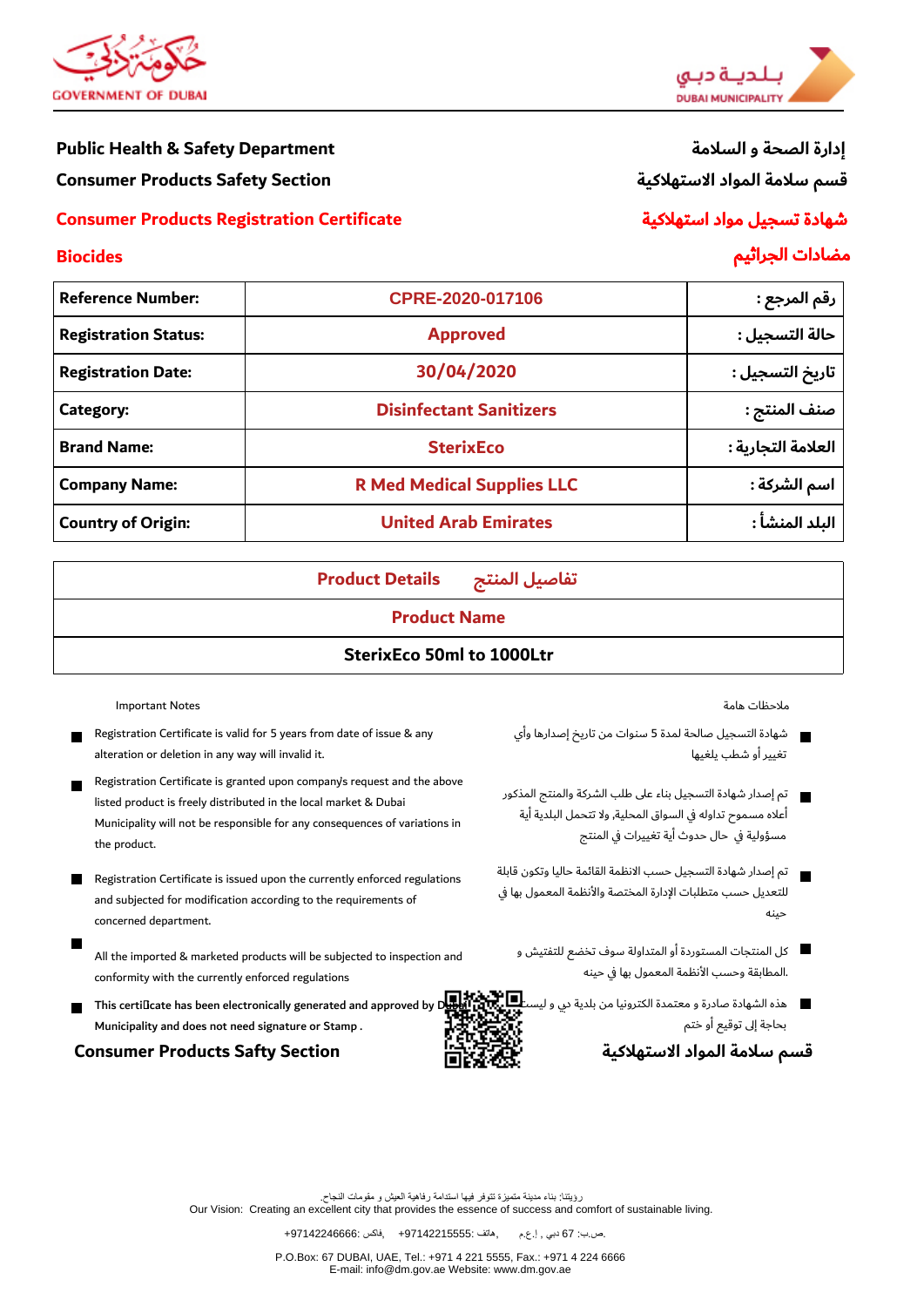GOVERNMENT OF DUBAI

بـلـديـة دبـي
DUBAI MUNICIPALITY

## Public Health & Safety Department
## إدارة الصحة و السلامة

### Consumer Products Safety Section
### قسم سلامة المواد الاستهلاكية

### Consumer Products Registration Certificate
### شهادة تسجيل مواد استهلاكية

### Biocides
### مضادات الجراثيم

| Reference Number: | CPRE-2020-017106 | رقم المرجع : |
|---|---|---|
| Registration Status: | Approved | حالة التسجيل : |
| Registration Date: | 30/04/2020 | تاريخ التسجيل : |
| Category: | Disinfectant Sanitizers | صنف المنتج : |
| Brand Name: | SterixEco | العلامة التجارية : |
| Company Name: | R Med Medical Supplies LLC | اسم الشركة : |
| Country of Origin: | United Arab Emirates | البلد المنشأ : |

| Product Details تفاصيل المنتج |
|---|
| **Product Name** |
| **SterixEco 50ml to 1000Ltr** |

Important Notes

- Registration Certificate is valid for 5 years from date of issue & any alteration or deletion in any way will invalid it.
- Registration Certificate is granted upon company's request and the above listed product is freely distributed in the local market & Dubai Municipality will not be responsible for any consequences of variations in the product.
- Registration Certificate is issued upon the currently enforced regulations and subjected for modification according to the requirements of concerned department.
- All the imported & marketed products will be subjected to inspection and conformity with the currently enforced regulations
- **This certificate has been electronically generated and approved by Dubai Municipality and does not need signature or Stamp .**

**Consumer Products Safty Section**

ملاحظات هامة

- شهادة التسجيل صالحة لمدة 5 سنوات من تاريخ إصدارها وأي تغيير أو شطب يلغيها
- تم إصدار شهادة التسجيل بناء على طلب الشركة والمنتج المذكور أعلاه مسموح تداوله في السواق المحلية, ولا تتحمل البلدية أية مسؤولية في حال حدوث أية تغييرات في المنتج
- تم إصدار شهادة التسجيل حسب الانظمة القائمة حاليا وتكون قابلة للتعديل حسب متطلبات الإدارة المختصة والأنظمة المعمول بها في حينه
- كل المنتجات المستوردة أو المتداولة سوف تخضع للتفتيش و المطابقة وحسب الأنظمة المعمول بها في حينه.
- هذه الشهادة صادرة و معتمدة الكترونيا من بلدية دبي و ليست بحاجة إلى توقيع أو ختم

**قسم سلامة المواد الاستهلاكية**

رؤيتنا: بناء مدينة متميزة تتوفر فيها استدامة رفاهية العيش و مقومات النجاح.
Our Vision: Creating an excellent city that provides the essence of success and comfort of sustainable living.

ص.ب: 67 دبي , إ.ع.م. , هاتف: 97142215555+ , فاكس: 97142246666+

P.O.Box: 67 DUBAI, UAE, Tel.: +971 4 221 5555, Fax.: +971 4 224 6666
E-mail: info@dm.gov.ae Website: www.dm.gov.ae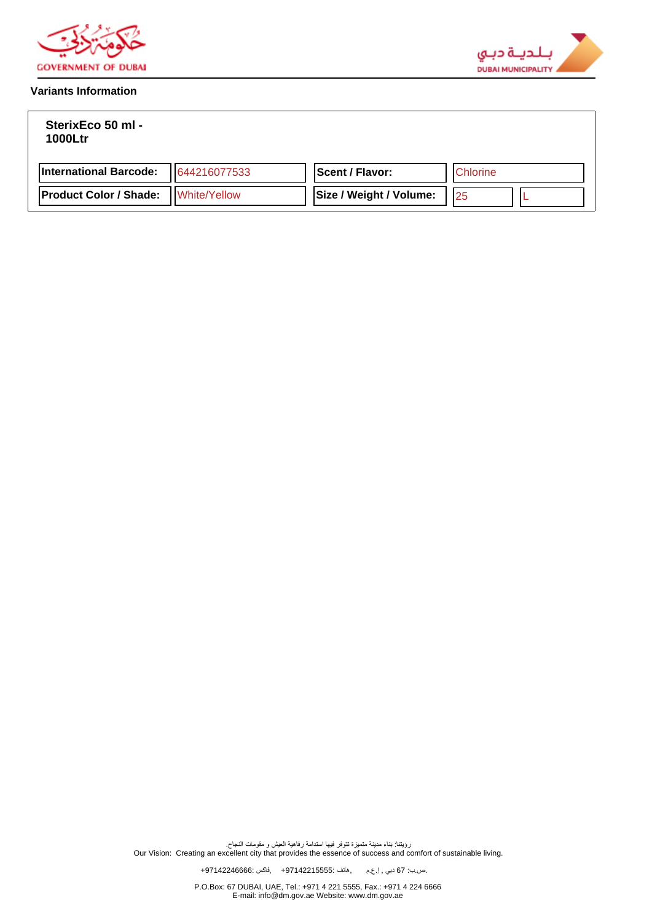Variants Information

**SterixEco 50 ml - 1000Ltr**

| | | | | |
|---|---|---|---|---|
| **International Barcode:** | 644216077533 | **Scent / Flavor:** | Chlorine | |
| **Product Color / Shade:** | White/Yellow | **Size / Weight / Volume:** | 25 | L |